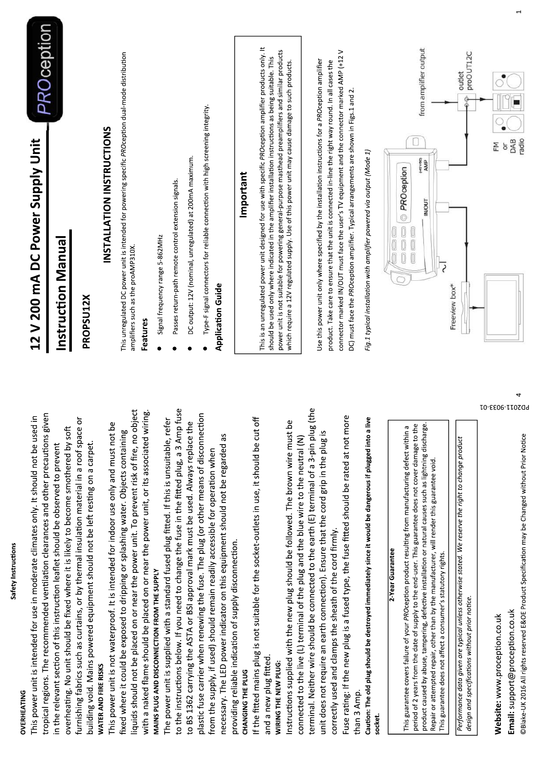# 12 V 200 mA DC Power Supply Unit

## Instruction Manual

### PROPSU12X

### INSTALLATION INSTRUCTIONS

This unregulated DC power unit is intended for powering specific *PRO*ception dual-mode distribution amplifiers such as the proAMP310X.

**Features**

- Signal frequency range 5-862MHz
- Passes return-path remote control extension signals.
- DC output: 12V (nominal, unregulated) at 200mA maximum.
- Type-F signal connectors for reliable connection with high screening integrity.

**Application Guide**

> **Important**
>
> This is an unregulated power unit designed for use with specific *PRO*ception amplifier products only. It should be used only where indicated in the amplifier installation instructions as being suitable. This power unit is not suitable for powering general-purpose masthead preamplifiers and similar products which require a 12V regulated supply. Use of this power unit may cause damage to such products.

Use this power unit only where specified by the installation instructions for a *PRO*ception amplifier product. Take care to ensure that the unit is connected in-line the right way round. In all cases the connector marked IN/OUT must face the user's TV equipment and the connector marked AMP (+12 V DC) must face the *PRO*ception amplifier. Typical arrangements are shown in Figs.1 and 2.

Freeview box* | IN/OUT | PROception (+12 V DC) AMP | outlet proOUT12C | from amplifier output | FM or DAB radio

*Fig.1 typical installation with amplifier powered via output (Mode 1)*

## Safety Instructions

**OVERHEATING**

This power unit is intended for use in moderate climates only. It should not be used in tropical regions. The recommended ventilation clearances and other precautions given in the relevant section of this instruction leaflet should be observed to prevent overheating. No unit should be fixed where it is likely to become smothered by soft furnishing fabrics such as curtains, or by thermal insulation material in a roof space or building void. Mains powered equipment should not be left resting on a carpet.

**WATER AND FIRE RISKS**

This power unit is not waterproof. It is intended for indoor use only and must not be fixed where it could be exposed to dripping or splashing water. Objects containing liquids should not be placed on or near the power unit. To prevent risk of fire, no object with a naked flame should be placed on or near the power unit, or its associated wiring.

**MAINS PLUG AND DISCONNECTION FROM THE SUPPLY**

The power unit is supplied with a standard fused plug fitted. If this is unsuitable, refer to the instructions below. If you need to change the fuse in the fitted plug, a 3 Amp fuse to BS 1362 carrying the ASTA or BSI approval mark must be used. Always replace the plastic fuse carrier when renewing the fuse. The plug (or other means of disconnection from the supply, if used) should remain readily accessible for operation when necessary. The LED power indicator on this equipment should not be regarded as providing reliable indication of supply disconnection.

**CHANGING THE PLUG**

If the fitted mains plug is not suitable for the socket-outlets in use, it should be cut off and a new plug fitted.

**WIRING THE NEW PLUG:**

Instructions supplied with the new plug should be followed. The brown wire must be connected to the live (L) terminal of the plug and the blue wire to the neutral (N) terminal. Neither wire should be connected to the earth (E) terminal of a 3-pin plug (the unit does not require an earth connection). Ensure that the cord grip in the plug is correctly used and clamps the sheath of the cord firmly.

Fuse rating: If the new plug is a fused type, the fuse fitted should be rated at not more than 3 Amp.

**Caution: The old plug should be destroyed immediately since it would be dangerous if plugged into a live socket.**

> **2-Year Guarantee**
>
> This guarantee covers failure of your *PRO*ception product resulting from manufacturing defect within a period of 2 years from the date of supply to the end-user. This guarantee does not cover damage to the product caused by abuse, tampering, defective installation or natural causes such as lightning discharge. Repair or attempted repair, other than by the manufacturer, will render this guarantee void.
> This guarantee does not affect a consumer's statutory rights.

> *Performance data given are typical unless otherwise stated. We reserve the right to change product design and specifications without prior notice.*

**Website:** www.proception.co.uk

**Email:** support@proception.co.uk

©Blake-UK 2016 All rights reserved E&OE Product Specification may be Changed without Prior Notice

PD2011-9033-01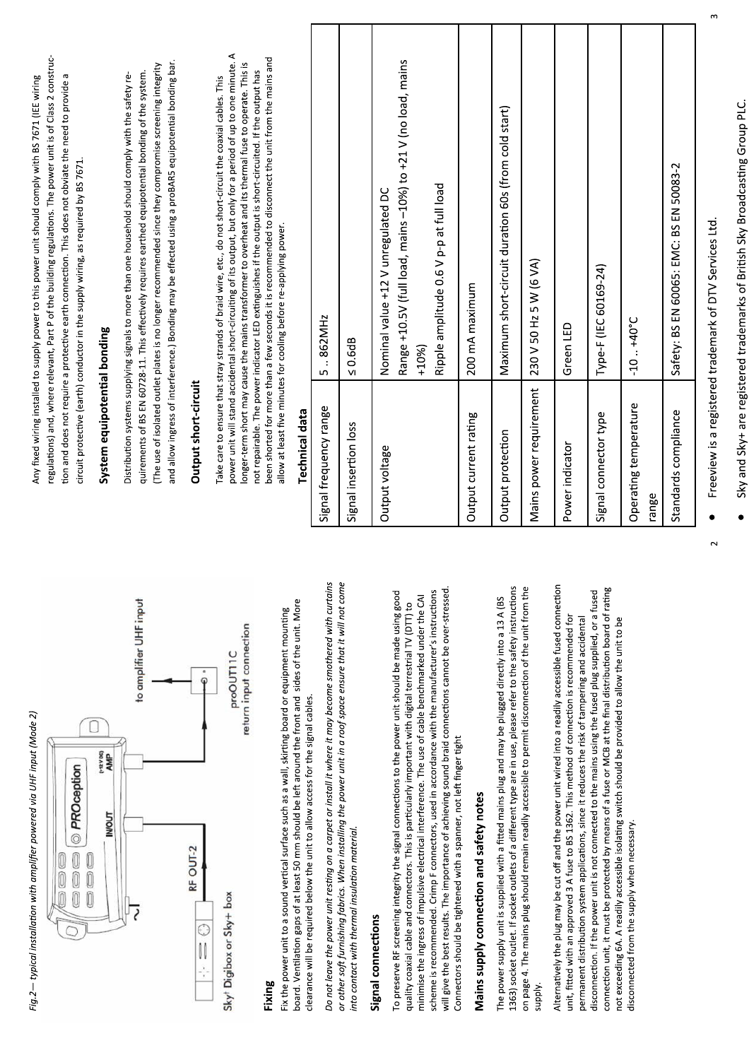Fig.2 — typical installation with amplifier powered via UHF input (Mode 2)

Sky+ Digibox or Sky+ box

RF OUT-2

PROception

IN/OUT

(+12 V DC) AMP

to amplifier UHF input

proOUT11C
return input connecion

## Fixing

Fix the power unit to a sound vertical surface such as a wall, skirting board or equipment mounting board. Ventilation gaps of at least 50 mm should be left around the front and sides of the unit. More clearance will be required below the unit to allow access for the signal cables.

*Do not leave the power unit resting on a carpet or install it where it may become smothered with curtains or other soft furnishing fabrics. When installing the power unit in a roof space ensure that it will not come into contact with thermal insulation material.*

## Signal connections

To preserve RF screening integrity the signal connections to the power unit should be made using good quality coaxial cable and connectors. This is particularly important with digital terrestrial TV (DTT) to minimise the ingress of impulsive electrical interference. The use of cable benchmarked under the CAI scheme is recommended. Crimp F connectors, used in accordance with the manufacturer's instructions will give the best results. The importance of achieving sound braid connections cannot be over-stressed. Connectors should be tightened with a spanner, not left finger tight

## Mains supply connection and safety notes

The power supply unit is supplied with a fitted mains plug and may be plugged directly into a 13 A (BS 1363) socket outlet. If socket outlets of a different type are in use, please refer to the safety instructions on page 4. The mains plug should remain readily accessible to permit disconnection of the unit from the supply.

Alternatively the plug may be cut off and the power unit wired into a readily accessible fused connection unit, fitted with an approved 3 A fuse to BS 1362. This method of connection is recommended for permanent distribution system applications, since it reduces the risk of tampering and accidental disconnection. If the power unit is not connected to the mains using the fused plug supplied, or a fused connection unit, it must be protected by means of a fuse or MCB at the final distribution board of rating not exceeding 6A. A readily accessible isolating switch should be provided to allow the unit to be disconnected from the supply when necessary.

Any fixed wiring installed to supply power to this power unit should comply with BS 7671 (IEE wiring regulations) and, where relevant, Part P of the building regulations. The power unit is of Class 2 construction and does not require a protective earth connection. This does not obviate the need to provide a circuit protective (earth) conductor in the supply wiring, as required by BS 7671.

## System equipotential bonding

Distribution systems supplying signals to more than one household should comply with the safety requirements of BS EN 60728-11. This effectively requires earthed equipotential bonding of the system. (The use of isolated outlet plates is no longer recommended since they compromise screening integrity and allow ingress of interference.) Bonding may be effected using a proBAR5 equipotential bonding bar.

## Output short-circuit

Take care to ensure that stray strands of braid wire, etc., do not short-circuit the coaxial cables. This power unit will stand accidental short-circuiting of its output, but only for a period of up to one minute. A longer-term short may cause the mains transformer to overheat and its thermal fuse to operate. This is not repairable. The power indicator LED extinguishes if the output is short-circuited. If the output has been shorted for more than a few seconds it is recommended to disconnect the unit from the mains and allow at least five minutes for cooling before re-applying power.

## Technical data

| | |
|---|---|
| Signal frequency range | 5 .. 862MHz |
| Signal insertion loss | ≤ 0.6dB |
| Output voltage | Nominal value +12 V unregulated DC<br>Range +10.5V (full load, mains –10%) to +21 V (no load, mains +10%)<br>Ripple amplitude 0.6 V p-p at full load |
| Output current rating | 200 mA maximum |
| Output protection | Maximum short-circuit duration 60s (from cold start) |
| Mains power requirement | 230 V 50 Hz 5 W (6 VA) |
| Power indicator | Green LED |
| Signal connector type | Type-F (IEC 60169-24) |
| Operating temperature range | -10 .. +40°C |
| Standards compliance | Safety: BS EN 60065: EMC: BS EN 50083-2 |

- Freeview is a registered trademark of DTV Services Ltd.
- Sky and Sky+ are registered trademarks of British Sky Broadcasting Group PLC.